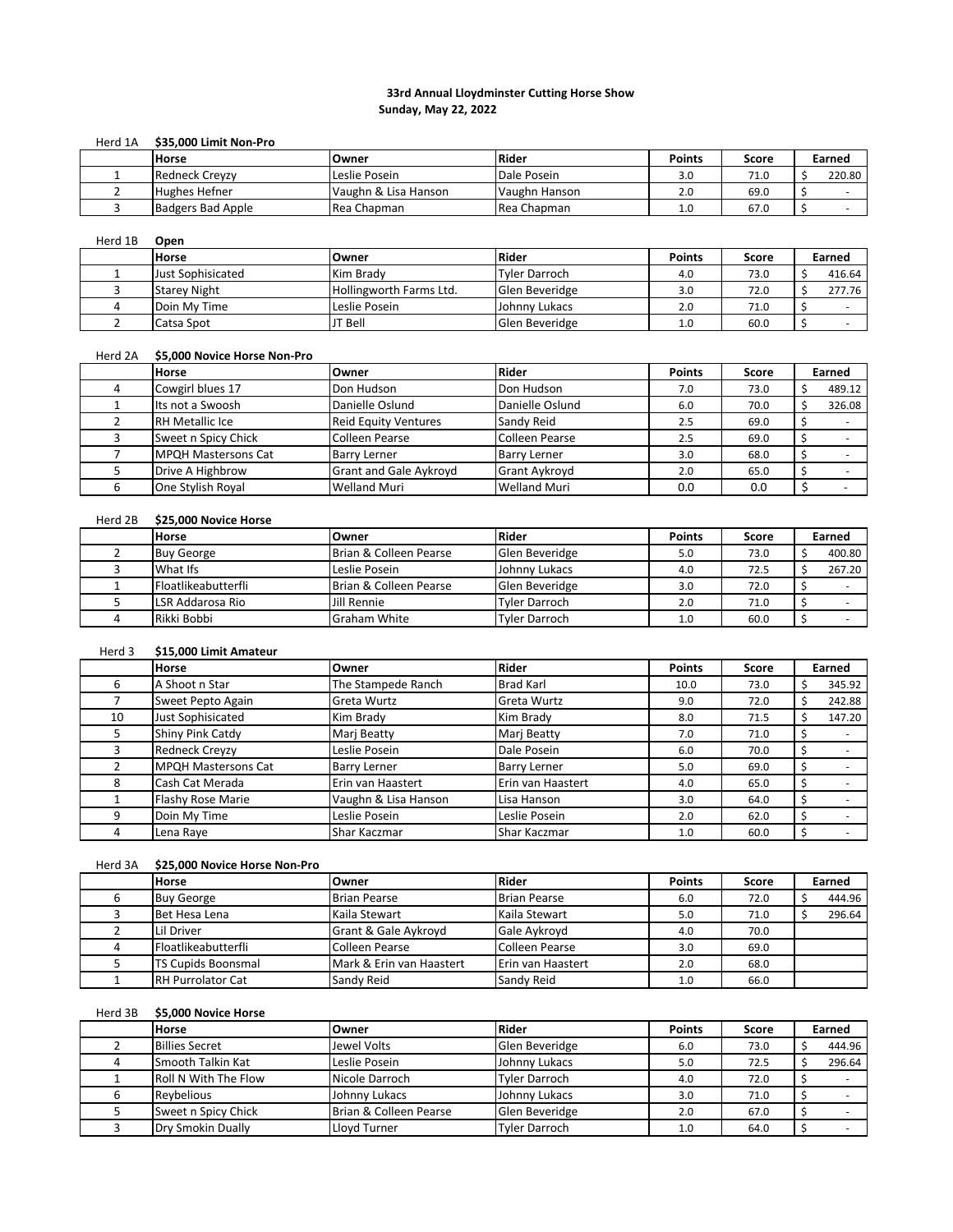# 33rd Annual Lloydminster Cutting Horse Show

**Sunday, May 22, 2022**

Herd 1A **$35,000 Limit Non-Pro**

| | Horse | Owner | Rider | Points | Score | Earned |
|---|---|---|---|---|---|---|
| 1 | Redneck Creyzy | Leslie Posein | Dale Posein | 3.0 | 71.0 | $ 220.80 |
| 2 | Hughes Hefner | Vaughn & Lisa Hanson | Vaughn Hanson | 2.0 | 69.0 | $ - |
| 3 | Badgers Bad Apple | Rea Chapman | Rea Chapman | 1.0 | 67.0 | $ - |

Herd 1B **Open**

| | Horse | Owner | Rider | Points | Score | Earned |
|---|---|---|---|---|---|---|
| 1 | Just Sophisicated | Kim Brady | Tyler Darroch | 4.0 | 73.0 | $ 416.64 |
| 3 | Starey Night | Hollingworth Farms Ltd. | Glen Beveridge | 3.0 | 72.0 | $ 277.76 |
| 4 | Doin My Time | Leslie Posein | Johnny Lukacs | 2.0 | 71.0 | $ - |
| 2 | Catsa Spot | JT Bell | Glen Beveridge | 1.0 | 60.0 | $ - |

Herd 2A **$5,000 Novice Horse Non-Pro**

| | Horse | Owner | Rider | Points | Score | Earned |
|---|---|---|---|---|---|---|
| 4 | Cowgirl blues 17 | Don Hudson | Don Hudson | 7.0 | 73.0 | $ 489.12 |
| 1 | Its not a Swoosh | Danielle Oslund | Danielle Oslund | 6.0 | 70.0 | $ 326.08 |
| 2 | RH Metallic Ice | Reid Equity Ventures | Sandy Reid | 2.5 | 69.0 | $ - |
| 3 | Sweet n Spicy Chick | Colleen Pearse | Colleen Pearse | 2.5 | 69.0 | $ - |
| 7 | MPQH Mastersons Cat | Barry Lerner | Barry Lerner | 3.0 | 68.0 | $ - |
| 5 | Drive A Highbrow | Grant and Gale Aykroyd | Grant Aykroyd | 2.0 | 65.0 | $ - |
| 6 | One Stylish Royal | Welland Muri | Welland Muri | 0.0 | 0.0 | $ - |

Herd 2B **$25,000 Novice Horse**

| | Horse | Owner | Rider | Points | Score | Earned |
|---|---|---|---|---|---|---|
| 2 | Buy George | Brian & Colleen Pearse | Glen Beveridge | 5.0 | 73.0 | $ 400.80 |
| 3 | What Ifs | Leslie Posein | Johnny Lukacs | 4.0 | 72.5 | $ 267.20 |
| 1 | Floatlikeabutterfli | Brian & Colleen Pearse | Glen Beveridge | 3.0 | 72.0 | $ - |
| 5 | LSR Addarosa Rio | Jill Rennie | Tyler Darroch | 2.0 | 71.0 | $ - |
| 4 | Rikki Bobbi | Graham White | Tyler Darroch | 1.0 | 60.0 | $ - |

Herd 3 **$15,000 Limit Amateur**

| | Horse | Owner | Rider | Points | Score | Earned |
|---|---|---|---|---|---|---|
| 6 | A Shoot n Star | The Stampede Ranch | Brad Karl | 10.0 | 73.0 | $ 345.92 |
| 7 | Sweet Pepto Again | Greta Wurtz | Greta Wurtz | 9.0 | 72.0 | $ 242.88 |
| 10 | Just Sophisicated | Kim Brady | Kim Brady | 8.0 | 71.5 | $ 147.20 |
| 5 | Shiny Pink Catdy | Marj Beatty | Marj Beatty | 7.0 | 71.0 | $ - |
| 3 | Redneck Creyzy | Leslie Posein | Dale Posein | 6.0 | 70.0 | $ - |
| 2 | MPQH Mastersons Cat | Barry Lerner | Barry Lerner | 5.0 | 69.0 | $ - |
| 8 | Cash Cat Merada | Erin van Haastert | Erin van Haastert | 4.0 | 65.0 | $ - |
| 1 | Flashy Rose Marie | Vaughn & Lisa Hanson | Lisa Hanson | 3.0 | 64.0 | $ - |
| 9 | Doin My Time | Leslie Posein | Leslie Posein | 2.0 | 62.0 | $ - |
| 4 | Lena Raye | Shar Kaczmar | Shar Kaczmar | 1.0 | 60.0 | $ - |

Herd 3A **$25,000 Novice Horse Non-Pro**

| | Horse | Owner | Rider | Points | Score | Earned |
|---|---|---|---|---|---|---|
| 6 | Buy George | Brian Pearse | Brian Pearse | 6.0 | 72.0 | $ 444.96 |
| 3 | Bet Hesa Lena | Kaila Stewart | Kaila Stewart | 5.0 | 71.0 | $ 296.64 |
| 2 | Lil Driver | Grant & Gale Aykroyd | Gale Aykroyd | 4.0 | 70.0 | |
| 4 | Floatlikeabutterfli | Colleen Pearse | Colleen Pearse | 3.0 | 69.0 | |
| 5 | TS Cupids Boonsmal | Mark & Erin van Haastert | Erin van Haastert | 2.0 | 68.0 | |
| 1 | RH Purrolator Cat | Sandy Reid | Sandy Reid | 1.0 | 66.0 | |

Herd 3B **$5,000 Novice Horse**

| | Horse | Owner | Rider | Points | Score | Earned |
|---|---|---|---|---|---|---|
| 2 | Billies Secret | Jewel Volts | Glen Beveridge | 6.0 | 73.0 | $ 444.96 |
| 4 | Smooth Talkin Kat | Leslie Posein | Johnny Lukacs | 5.0 | 72.5 | $ 296.64 |
| 1 | Roll N With The Flow | Nicole Darroch | Tyler Darroch | 4.0 | 72.0 | $ - |
| 6 | Reybelious | Johnny Lukacs | Johnny Lukacs | 3.0 | 71.0 | $ - |
| 5 | Sweet n Spicy Chick | Brian & Colleen Pearse | Glen Beveridge | 2.0 | 67.0 | $ - |
| 3 | Dry Smokin Dually | Lloyd Turner | Tyler Darroch | 1.0 | 64.0 | $ - |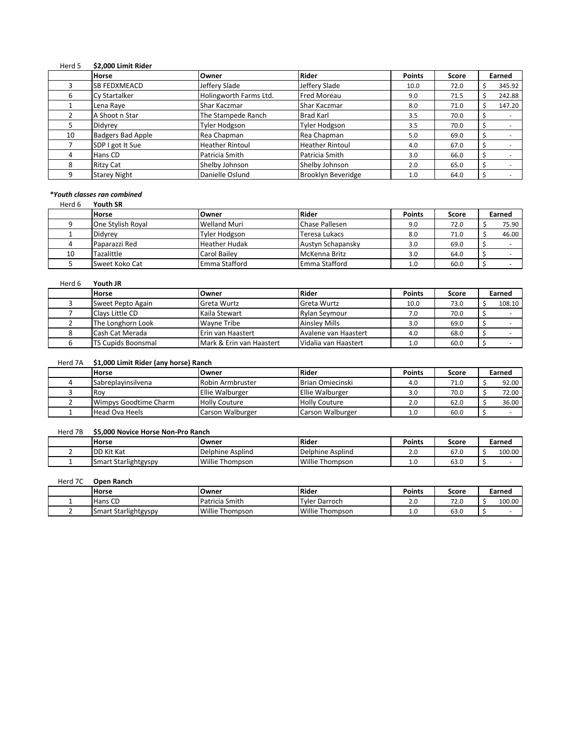Herd 5 **$2,000 Limit Rider**

| | Horse | Owner | Rider | Points | Score | Earned |
|---|---|---|---|---|---|---|
| 3 | SB FEDXMEACD | Jeffery Slade | Jeffery Slade | 10.0 | 72.0 | $ 345.92 |
| 6 | Cy Startalker | Holingworth Farms Ltd. | Fred Moreau | 9.0 | 71.5 | $ 242.88 |
| 1 | Lena Raye | Shar Kaczmar | Shar Kaczmar | 8.0 | 71.0 | $ 147.20 |
| 2 | A Shoot n Star | The Stampede Ranch | Brad Karl | 3.5 | 70.0 | $ - |
| 5 | Didyrey | Tyler Hodgson | Tyler Hodgson | 3.5 | 70.0 | $ - |
| 10 | Badgers Bad Apple | Rea Chapman | Rea Chapman | 5.0 | 69.0 | $ - |
| 7 | SDP I got It Sue | Heather Rintoul | Heather Rintoul | 4.0 | 67.0 | $ - |
| 4 | Hans CD | Patricia Smith | Patricia Smith | 3.0 | 66.0 | $ - |
| 8 | Ritzy Cat | Shelby Johnson | Shelby Johnson | 2.0 | 65.0 | $ - |
| 9 | Starey Night | Danielle Oslund | Brooklyn Beveridge | 1.0 | 64.0 | $ - |

***Youth classes ran combined**

Herd 6 **Youth SR**

| | Horse | Owner | Rider | Points | Score | Earned |
|---|---|---|---|---|---|---|
| 9 | One Stylish Royal | Welland Muri | Chase Pallesen | 9.0 | 72.0 | $ 75.90 |
| 1 | Didyrey | Tyler Hodgson | Teresa Lukacs | 8.0 | 71.0 | $ 46.00 |
| 4 | Paparazzi Red | Heather Hudak | Austyn Schapansky | 3.0 | 69.0 | $ - |
| 10 | Tazalittle | Carol Bailey | McKenna Britz | 3.0 | 64.0 | $ - |
| 5 | Sweet Koko Cat | Emma Stafford | Emma Stafford | 1.0 | 60.0 | $ - |

Herd 6 **Youth JR**

| | Horse | Owner | Rider | Points | Score | Earned |
|---|---|---|---|---|---|---|
| 3 | Sweet Pepto Again | Greta Wurtz | Greta Wurtz | 10.0 | 73.0 | $ 108.10 |
| 7 | Clays Little CD | Kaila Stewart | Rylan Seymour | 7.0 | 70.0 | $ - |
| 2 | The Longhorn Look | Wayne Tribe | Ainsley Mills | 3.0 | 69.0 | $ - |
| 8 | Cash Cat Merada | Erin van Haastert | Avalene van Haastert | 4.0 | 68.0 | $ - |
| 6 | TS Cupids Boonsmal | Mark & Erin van Haastert | Vidalia van Haastert | 1.0 | 60.0 | $ - |

Herd 7A **$1,000 Limit Rider (any horse) Ranch**

| | Horse | Owner | Rider | Points | Score | Earned |
|---|---|---|---|---|---|---|
| 4 | Sabreplayinsilvena | Robin Armbruster | Brian Omiecinski | 4.0 | 71.0 | $ 92.00 |
| 3 | Roy | Ellie Walburger | Ellie Walburger | 3.0 | 70.0 | $ 72.00 |
| 2 | Wimpys Goodtime Charm | Holly Couture | Holly Couture | 2.0 | 62.0 | $ 36.00 |
| 1 | Head Ova Heels | Carson Walburger | Carson Walburger | 1.0 | 60.0 | $ - |

Herd 7B **$5,000 Novice Horse Non-Pro Ranch**

| | Horse | Owner | Rider | Points | Score | Earned |
|---|---|---|---|---|---|---|
| 2 | DD Kit Kat | Delphine Asplind | Delphine Asplind | 2.0 | 67.0 | $ 100.00 |
| 1 | Smart Starlightgyspy | Willie Thompson | Willie Thompson | 1.0 | 63.0 | $ - |

Herd 7C **Open Ranch**

| | Horse | Owner | Rider | Points | Score | Earned |
|---|---|---|---|---|---|---|
| 1 | Hans CD | Patricia Smith | Tyler Darroch | 2.0 | 72.0 | $ 100.00 |
| 2 | Smart Starlightgyspy | Willie Thompson | Willie Thompson | 1.0 | 63.0 | $ - |